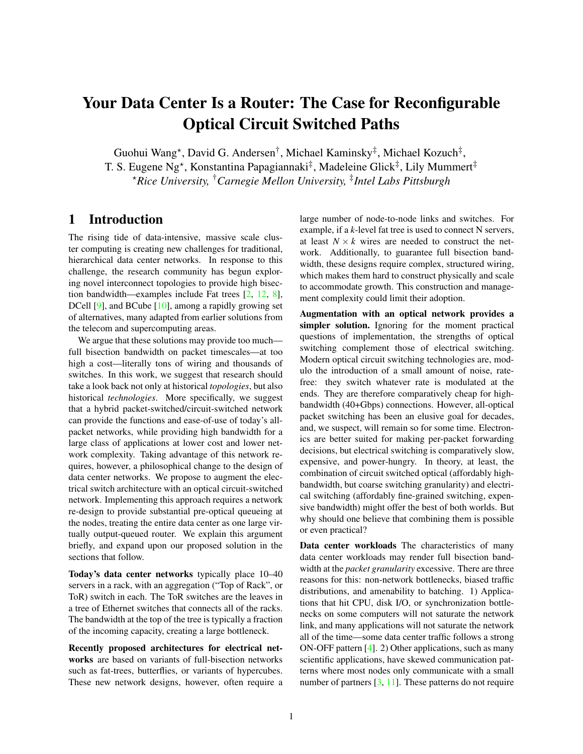# Your Data Center Is a Router: The Case for Reconfigurable Optical Circuit Switched Paths

Guohui Wang[⋆], David G. Andersen[†], Michael Kaminsky[‡], Michael Kozuch[‡], T. S. Eugene Ng[⋆], Konstantina Papagiannaki[‡], Madeleine Glick[‡], Lily Mummert[‡]

[⋆]*Rice University,* [†]*Carnegie Mellon University,* [‡]*Intel Labs Pittsburgh*

## 1 Introduction

The rising tide of data-intensive, massive scale cluster computing is creating new challenges for traditional, hierarchical data center networks. In response to this challenge, the research community has begun exploring novel interconnect topologies to provide high bisection bandwidth—examples include Fat trees [2, 12, 8], DCell [9], and BCube [10], among a rapidly growing set of alternatives, many adapted from earlier solutions from the telecom and supercomputing areas.

We argue that these solutions may provide too much—full bisection bandwidth on packet timescales—at too high a cost—literally tons of wiring and thousands of switches. In this work, we suggest that research should take a look back not only at historical *topologies*, but also historical *technologies*. More specifically, we suggest that a hybrid packet-switched/circuit-switched network can provide the functions and ease-of-use of today's all-packet networks, while providing high bandwidth for a large class of applications at lower cost and lower network complexity. Taking advantage of this network requires, however, a philosophical change to the design of data center networks. We propose to augment the electrical switch architecture with an optical circuit-switched network. Implementing this approach requires a network re-design to provide substantial pre-optical queueing at the nodes, treating the entire data center as one large virtually output-queued router. We explain this argument briefly, and expand upon our proposed solution in the sections that follow.

**Today's data center networks** typically place 10–40 servers in a rack, with an aggregation ("Top of Rack", or ToR) switch in each. The ToR switches are the leaves in a tree of Ethernet switches that connects all of the racks. The bandwidth at the top of the tree is typically a fraction of the incoming capacity, creating a large bottleneck.

**Recently proposed architectures for electrical networks** are based on variants of full-bisection networks such as fat-trees, butterflies, or variants of hypercubes. These new network designs, however, often require a large number of node-to-node links and switches. For example, if a *k*-level fat tree is used to connect N servers, at least $N \times k$ wires are needed to construct the network. Additionally, to guarantee full bisection bandwidth, these designs require complex, structured wiring, which makes them hard to construct physically and scale to accommodate growth. This construction and management complexity could limit their adoption.

**Augmentation with an optical network provides a simpler solution.** Ignoring for the moment practical questions of implementation, the strengths of optical switching complement those of electrical switching. Modern optical circuit switching technologies are, modulo the introduction of a small amount of noise, rate-free: they switch whatever rate is modulated at the ends. They are therefore comparatively cheap for high-bandwidth (40+Gbps) connections. However, all-optical packet switching has been an elusive goal for decades, and, we suspect, will remain so for some time. Electronics are better suited for making per-packet forwarding decisions, but electrical switching is comparatively slow, expensive, and power-hungry. In theory, at least, the combination of circuit switched optical (affordably high-bandwidth, but coarse switching granularity) and electrical switching (affordably fine-grained switching, expensive bandwidth) might offer the best of both worlds. But why should one believe that combining them is possible or even practical?

**Data center workloads** The characteristics of many data center workloads may render full bisection bandwidth at the *packet granularity* excessive. There are three reasons for this: non-network bottlenecks, biased traffic distributions, and amenability to batching. 1) Applications that hit CPU, disk I/O, or synchronization bottlenecks on some computers will not saturate the network link, and many applications will not saturate the network all of the time—some data center traffic follows a strong ON-OFF pattern [4]. 2) Other applications, such as many scientific applications, have skewed communication patterns where most nodes only communicate with a small number of partners [3, 11]. These patterns do not require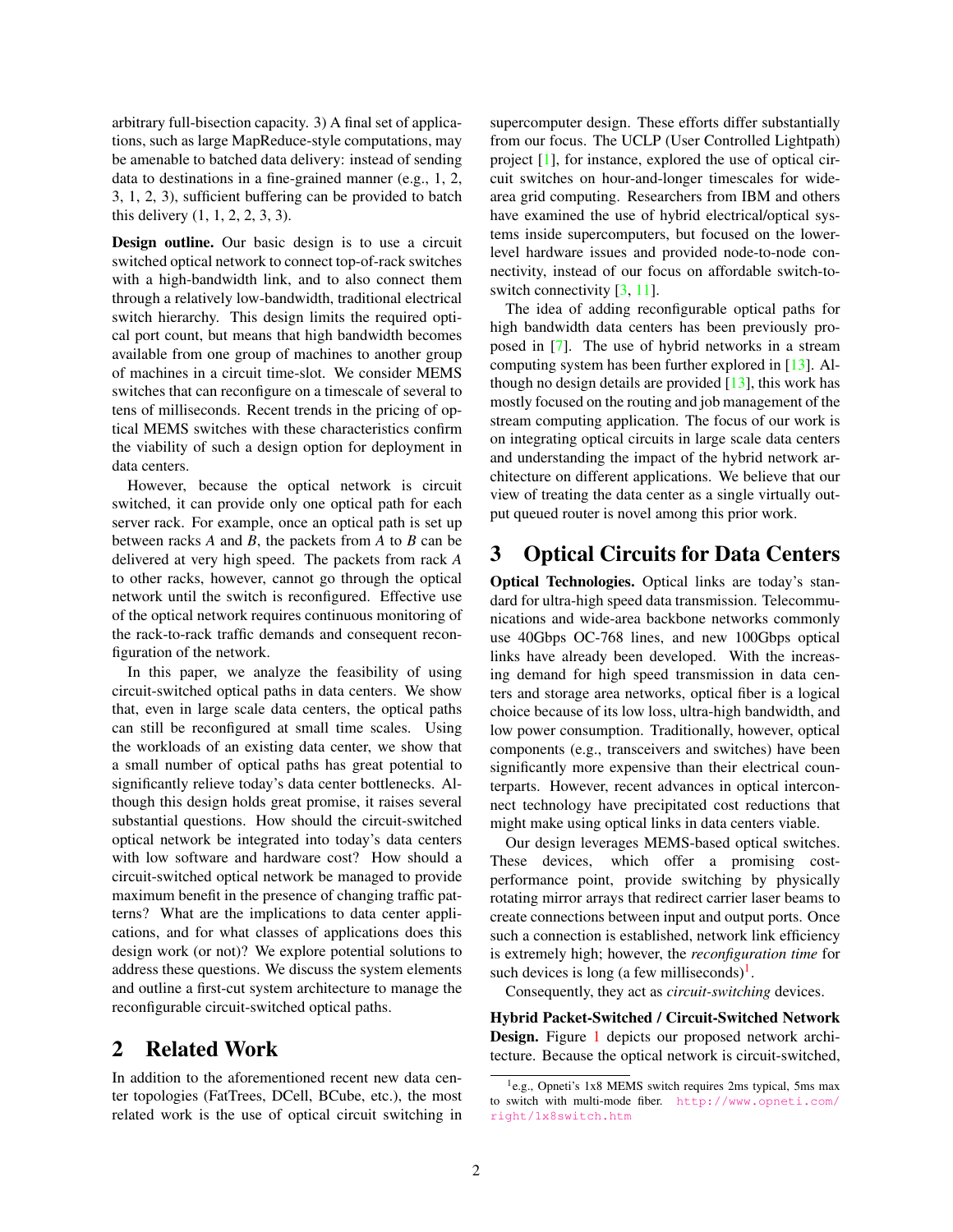arbitrary full-bisection capacity. 3) A final set of applications, such as large MapReduce-style computations, may be amenable to batched data delivery: instead of sending data to destinations in a fine-grained manner (e.g., 1, 2, 3, 1, 2, 3), sufficient buffering can be provided to batch this delivery (1, 1, 2, 2, 3, 3).

**Design outline.** Our basic design is to use a circuit switched optical network to connect top-of-rack switches with a high-bandwidth link, and to also connect them through a relatively low-bandwidth, traditional electrical switch hierarchy. This design limits the required optical port count, but means that high bandwidth becomes available from one group of machines to another group of machines in a circuit time-slot. We consider MEMS switches that can reconfigure on a timescale of several to tens of milliseconds. Recent trends in the pricing of optical MEMS switches with these characteristics confirm the viability of such a design option for deployment in data centers.

However, because the optical network is circuit switched, it can provide only one optical path for each server rack. For example, once an optical path is set up between racks *A* and *B*, the packets from *A* to *B* can be delivered at very high speed. The packets from rack *A* to other racks, however, cannot go through the optical network until the switch is reconfigured. Effective use of the optical network requires continuous monitoring of the rack-to-rack traffic demands and consequent reconfiguration of the network.

In this paper, we analyze the feasibility of using circuit-switched optical paths in data centers. We show that, even in large scale data centers, the optical paths can still be reconfigured at small time scales. Using the workloads of an existing data center, we show that a small number of optical paths has great potential to significantly relieve today's data center bottlenecks. Although this design holds great promise, it raises several substantial questions. How should the circuit-switched optical network be integrated into today's data centers with low software and hardware cost? How should a circuit-switched optical network be managed to provide maximum benefit in the presence of changing traffic patterns? What are the implications to data center applications, and for what classes of applications does this design work (or not)? We explore potential solutions to address these questions. We discuss the system elements and outline a first-cut system architecture to manage the reconfigurable circuit-switched optical paths.

## 2 Related Work

In addition to the aforementioned recent new data center topologies (FatTrees, DCell, BCube, etc.), the most related work is the use of optical circuit switching in supercomputer design. These efforts differ substantially from our focus. The UCLP (User Controlled Lightpath) project [1], for instance, explored the use of optical circuit switches on hour-and-longer timescales for wide-area grid computing. Researchers from IBM and others have examined the use of hybrid electrical/optical systems inside supercomputers, but focused on the lower-level hardware issues and provided node-to-node connectivity, instead of our focus on affordable switch-to-switch connectivity [3, 11].

The idea of adding reconfigurable optical paths for high bandwidth data centers has been previously proposed in [7]. The use of hybrid networks in a stream computing system has been further explored in [13]. Although no design details are provided [13], this work has mostly focused on the routing and job management of the stream computing application. The focus of our work is on integrating optical circuits in large scale data centers and understanding the impact of the hybrid network architecture on different applications. We believe that our view of treating the data center as a single virtually output queued router is novel among this prior work.

## 3 Optical Circuits for Data Centers

**Optical Technologies.** Optical links are today's standard for ultra-high speed data transmission. Telecommunications and wide-area backbone networks commonly use 40Gbps OC-768 lines, and new 100Gbps optical links have already been developed. With the increasing demand for high speed transmission in data centers and storage area networks, optical fiber is a logical choice because of its low loss, ultra-high bandwidth, and low power consumption. Traditionally, however, optical components (e.g., transceivers and switches) have been significantly more expensive than their electrical counterparts. However, recent advances in optical interconnect technology have precipitated cost reductions that might make using optical links in data centers viable.

Our design leverages MEMS-based optical switches. These devices, which offer a promising cost-performance point, provide switching by physically rotating mirror arrays that redirect carrier laser beams to create connections between input and output ports. Once such a connection is established, network link efficiency is extremely high; however, the *reconfiguration time* for such devices is long (a few milliseconds)[1].

Consequently, they act as *circuit-switching* devices.

**Hybrid Packet-Switched / Circuit-Switched Network Design.** Figure 1 depicts our proposed network architecture. Because the optical network is circuit-switched,

[1] e.g., Opneti's 1x8 MEMS switch requires 2ms typical, 5ms max to switch with multi-mode fiber. http://www.opneti.com/right/1x8switch.htm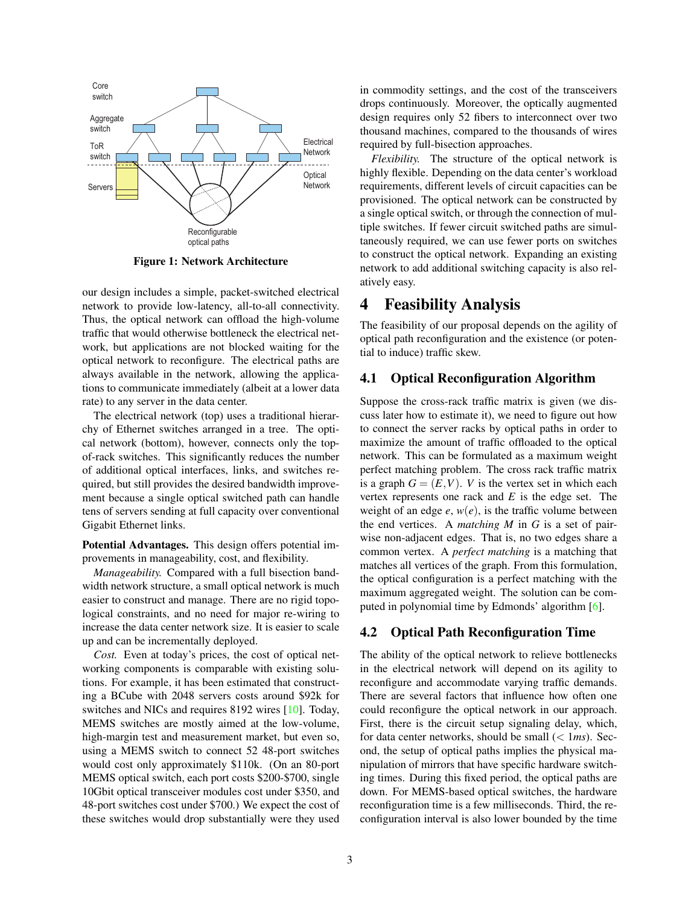Figure 1: Network Architecture

our design includes a simple, packet-switched electrical network to provide low-latency, all-to-all connectivity. Thus, the optical network can offload the high-volume traffic that would otherwise bottleneck the electrical network, but applications are not blocked waiting for the optical network to reconfigure. The electrical paths are always available in the network, allowing the applications to communicate immediately (albeit at a lower data rate) to any server in the data center.

The electrical network (top) uses a traditional hierarchy of Ethernet switches arranged in a tree. The optical network (bottom), however, connects only the top-of-rack switches. This significantly reduces the number of additional optical interfaces, links, and switches required, but still provides the desired bandwidth improvement because a single optical switched path can handle tens of servers sending at full capacity over conventional Gigabit Ethernet links.

**Potential Advantages.** This design offers potential improvements in manageability, cost, and flexibility.

*Manageability.* Compared with a full bisection bandwidth network structure, a small optical network is much easier to construct and manage. There are no rigid topological constraints, and no need for major re-wiring to increase the data center network size. It is easier to scale up and can be incrementally deployed.

*Cost.* Even at today's prices, the cost of optical networking components is comparable with existing solutions. For example, it has been estimated that constructing a BCube with 2048 servers costs around $92k for switches and NICs and requires 8192 wires [10]. Today, MEMS switches are mostly aimed at the low-volume, high-margin test and measurement market, but even so, using a MEMS switch to connect 52 48-port switches would cost only approximately $110k. (On an 80-port MEMS optical switch, each port costs $200-$700, single 10Gbit optical transceiver modules cost under $350, and 48-port switches cost under $700.) We expect the cost of these switches would drop substantially were they used in commodity settings, and the cost of the transceivers drops continuously. Moreover, the optically augmented design requires only 52 fibers to interconnect over two thousand machines, compared to the thousands of wires required by full-bisection approaches.

*Flexibility.* The structure of the optical network is highly flexible. Depending on the data center's workload requirements, different levels of circuit capacities can be provisioned. The optical network can be constructed by a single optical switch, or through the connection of multiple switches. If fewer circuit switched paths are simultaneously required, we can use fewer ports on switches to construct the optical network. Expanding an existing network to add additional switching capacity is also relatively easy.

# 4 Feasibility Analysis

The feasibility of our proposal depends on the agility of optical path reconfiguration and the existence (or potential to induce) traffic skew.

## 4.1 Optical Reconfiguration Algorithm

Suppose the cross-rack traffic matrix is given (we discuss later how to estimate it), we need to figure out how to connect the server racks by optical paths in order to maximize the amount of traffic offloaded to the optical network. This can be formulated as a maximum weight perfect matching problem. The cross rack traffic matrix is a graph $G = (E,V)$. $V$ is the vertex set in which each vertex represents one rack and $E$ is the edge set. The weight of an edge $e$, $w(e)$, is the traffic volume between the end vertices. A *matching* $M$ in $G$ is a set of pairwise non-adjacent edges. That is, no two edges share a common vertex. A *perfect matching* is a matching that matches all vertices of the graph. From this formulation, the optical configuration is a perfect matching with the maximum aggregated weight. The solution can be computed in polynomial time by Edmonds' algorithm [6].

## 4.2 Optical Path Reconfiguration Time

The ability of the optical network to relieve bottlenecks in the electrical network will depend on its agility to reconfigure and accommodate varying traffic demands. There are several factors that influence how often one could reconfigure the optical network in our approach. First, there is the circuit setup signaling delay, which, for data center networks, should be small ($< 1ms$). Second, the setup of optical paths implies the physical manipulation of mirrors that have specific hardware switching times. During this fixed period, the optical paths are down. For MEMS-based optical switches, the hardware reconfiguration time is a few milliseconds. Third, the reconfiguration interval is also lower bounded by the time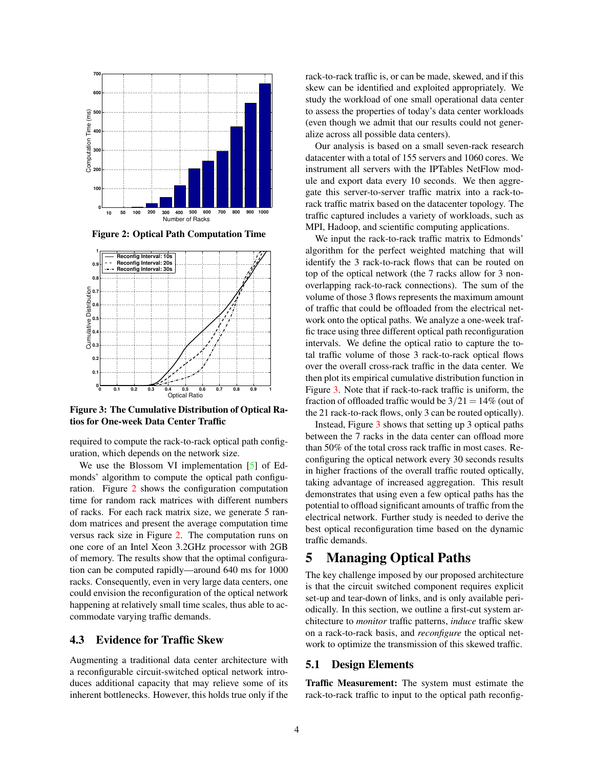Figure 2: Optical Path Computation Time

Figure 3: The Cumulative Distribution of Optical Ratios for One-week Data Center Traffic

required to compute the rack-to-rack optical path configuration, which depends on the network size.

We use the Blossom VI implementation [5] of Edmonds' algorithm to compute the optical path configuration. Figure 2 shows the configuration computation time for random rack matrices with different numbers of racks. For each rack matrix size, we generate 5 random matrices and present the average computation time versus rack size in Figure 2. The computation runs on one core of an Intel Xeon 3.2GHz processor with 2GB of memory. The results show that the optimal configuration can be computed rapidly—around 640 ms for 1000 racks. Consequently, even in very large data centers, one could envision the reconfiguration of the optical network happening at relatively small time scales, thus able to accommodate varying traffic demands.

### 4.3 Evidence for Traffic Skew

Augmenting a traditional data center architecture with a reconfigurable circuit-switched optical network introduces additional capacity that may relieve some of its inherent bottlenecks. However, this holds true only if the rack-to-rack traffic is, or can be made, skewed, and if this skew can be identified and exploited appropriately. We study the workload of one small operational data center to assess the properties of today's data center workloads (even though we admit that our results could not generalize across all possible data centers).

Our analysis is based on a small seven-rack research datacenter with a total of 155 servers and 1060 cores. We instrument all servers with the IPTables NetFlow module and export data every 10 seconds. We then aggregate this server-to-server traffic matrix into a rack-to-rack traffic matrix based on the datacenter topology. The traffic captured includes a variety of workloads, such as MPI, Hadoop, and scientific computing applications.

We input the rack-to-rack traffic matrix to Edmonds' algorithm for the perfect weighted matching that will identify the 3 rack-to-rack flows that can be routed on top of the optical network (the 7 racks allow for 3 non-overlapping rack-to-rack connections). The sum of the volume of those 3 flows represents the maximum amount of traffic that could be offloaded from the electrical network onto the optical paths. We analyze a one-week traffic trace using three different optical path reconfiguration intervals. We define the optical ratio to capture the total traffic volume of those 3 rack-to-rack optical flows over the overall cross-rack traffic in the data center. We then plot its empirical cumulative distribution function in Figure 3. Note that if rack-to-rack traffic is uniform, the fraction of offloaded traffic would be $3/21 = 14\%$ (out of the 21 rack-to-rack flows, only 3 can be routed optically).

Instead, Figure 3 shows that setting up 3 optical paths between the 7 racks in the data center can offload more than 50% of the total cross rack traffic in most cases. Reconfiguring the optical network every 30 seconds results in higher fractions of the overall traffic routed optically, taking advantage of increased aggregation. This result demonstrates that using even a few optical paths has the potential to offload significant amounts of traffic from the electrical network. Further study is needed to derive the best optical reconfiguration time based on the dynamic traffic demands.

## 5 Managing Optical Paths

The key challenge imposed by our proposed architecture is that the circuit switched component requires explicit set-up and tear-down of links, and is only available periodically. In this section, we outline a first-cut system architecture to *monitor* traffic patterns, *induce* traffic skew on a rack-to-rack basis, and *reconfigure* the optical network to optimize the transmission of this skewed traffic.

### 5.1 Design Elements

**Traffic Measurement:** The system must estimate the rack-to-rack traffic to input to the optical path reconfig-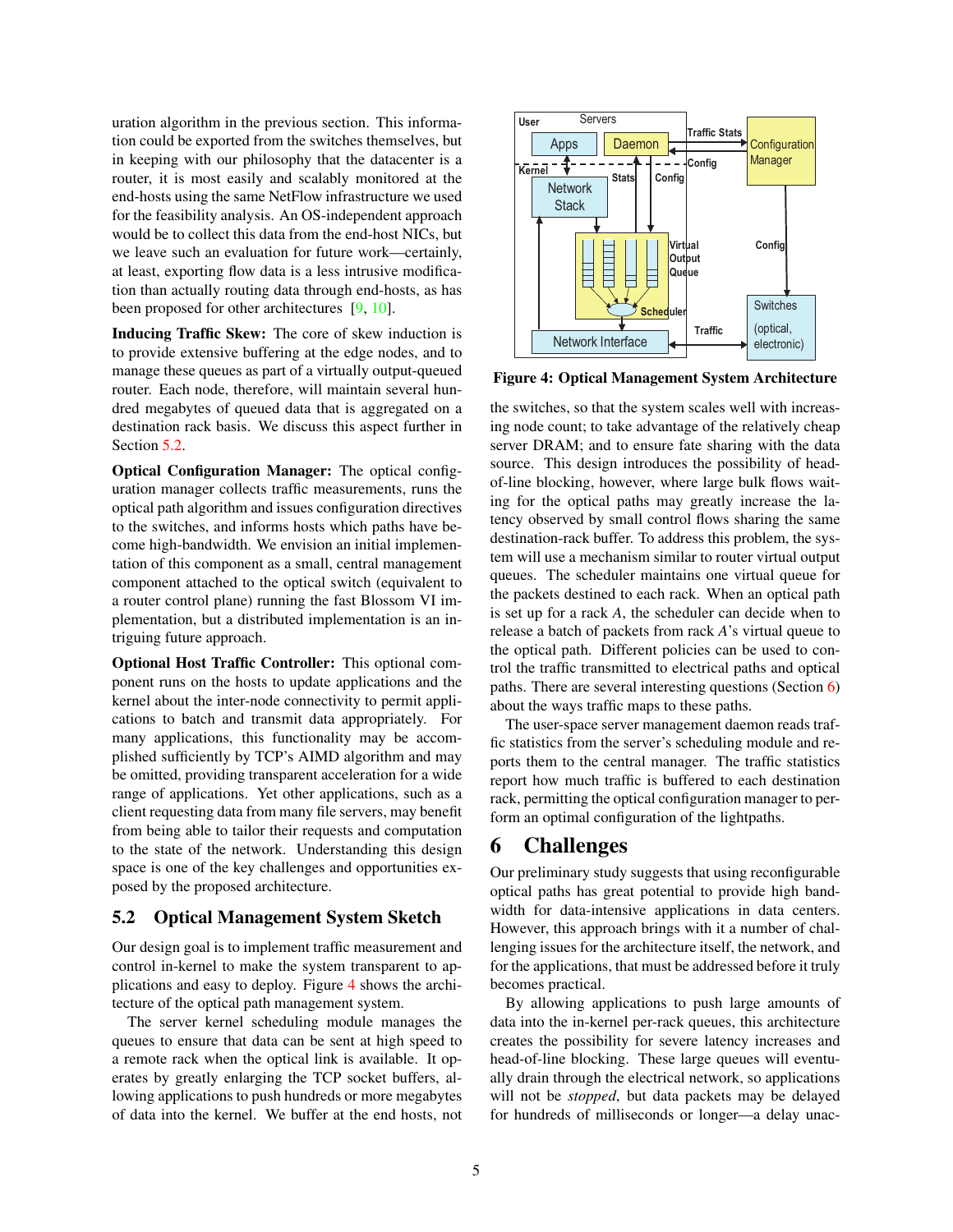uration algorithm in the previous section. This information could be exported from the switches themselves, but in keeping with our philosophy that the datacenter is a router, it is most easily and scalably monitored at the end-hosts using the same NetFlow infrastructure we used for the feasibility analysis. An OS-independent approach would be to collect this data from the end-host NICs, but we leave such an evaluation for future work—certainly, at least, exporting flow data is a less intrusive modification than actually routing data through end-hosts, as has been proposed for other architectures [9, 10].

**Inducing Traffic Skew:** The core of skew induction is to provide extensive buffering at the edge nodes, and to manage these queues as part of a virtually output-queued router. Each node, therefore, will maintain several hundred megabytes of queued data that is aggregated on a destination rack basis. We discuss this aspect further in Section 5.2.

**Optical Configuration Manager:** The optical configuration manager collects traffic measurements, runs the optical path algorithm and issues configuration directives to the switches, and informs hosts which paths have become high-bandwidth. We envision an initial implementation of this component as a small, central management component attached to the optical switch (equivalent to a router control plane) running the fast Blossom VI implementation, but a distributed implementation is an intriguing future approach.

**Optional Host Traffic Controller:** This optional component runs on the hosts to update applications and the kernel about the inter-node connectivity to permit applications to batch and transmit data appropriately. For many applications, this functionality may be accomplished sufficiently by TCP's AIMD algorithm and may be omitted, providing transparent acceleration for a wide range of applications. Yet other applications, such as a client requesting data from many file servers, may benefit from being able to tailor their requests and computation to the state of the network. Understanding this design space is one of the key challenges and opportunities exposed by the proposed architecture.

## 5.2 Optical Management System Sketch

Our design goal is to implement traffic measurement and control in-kernel to make the system transparent to applications and easy to deploy. Figure 4 shows the architecture of the optical path management system.

The server kernel scheduling module manages the queues to ensure that data can be sent at high speed to a remote rack when the optical link is available. It operates by greatly enlarging the TCP socket buffers, allowing applications to push hundreds or more megabytes of data into the kernel. We buffer at the end hosts, not the switches, so that the system scales well with increasing node count; to take advantage of the relatively cheap server DRAM; and to ensure fate sharing with the data source. This design introduces the possibility of head-of-line blocking, however, where large bulk flows waiting for the optical paths may greatly increase the latency observed by small control flows sharing the same destination-rack buffer. To address this problem, the system will use a mechanism similar to router virtual output queues. The scheduler maintains one virtual queue for the packets destined to each rack. When an optical path is set up for a rack *A*, the scheduler can decide when to release a batch of packets from rack *A*'s virtual queue to the optical path. Different policies can be used to control the traffic transmitted to electrical paths and optical paths. There are several interesting questions (Section 6) about the ways traffic maps to these paths.

**Figure 4: Optical Management System Architecture**

The user-space server management daemon reads traffic statistics from the server's scheduling module and reports them to the central manager. The traffic statistics report how much traffic is buffered to each destination rack, permitting the optical configuration manager to perform an optimal configuration of the lightpaths.

# 6 Challenges

Our preliminary study suggests that using reconfigurable optical paths has great potential to provide high bandwidth for data-intensive applications in data centers. However, this approach brings with it a number of challenging issues for the architecture itself, the network, and for the applications, that must be addressed before it truly becomes practical.

By allowing applications to push large amounts of data into the in-kernel per-rack queues, this architecture creates the possibility for severe latency increases and head-of-line blocking. These large queues will eventually drain through the electrical network, so applications will not be *stopped*, but data packets may be delayed for hundreds of milliseconds or longer—a delay unac-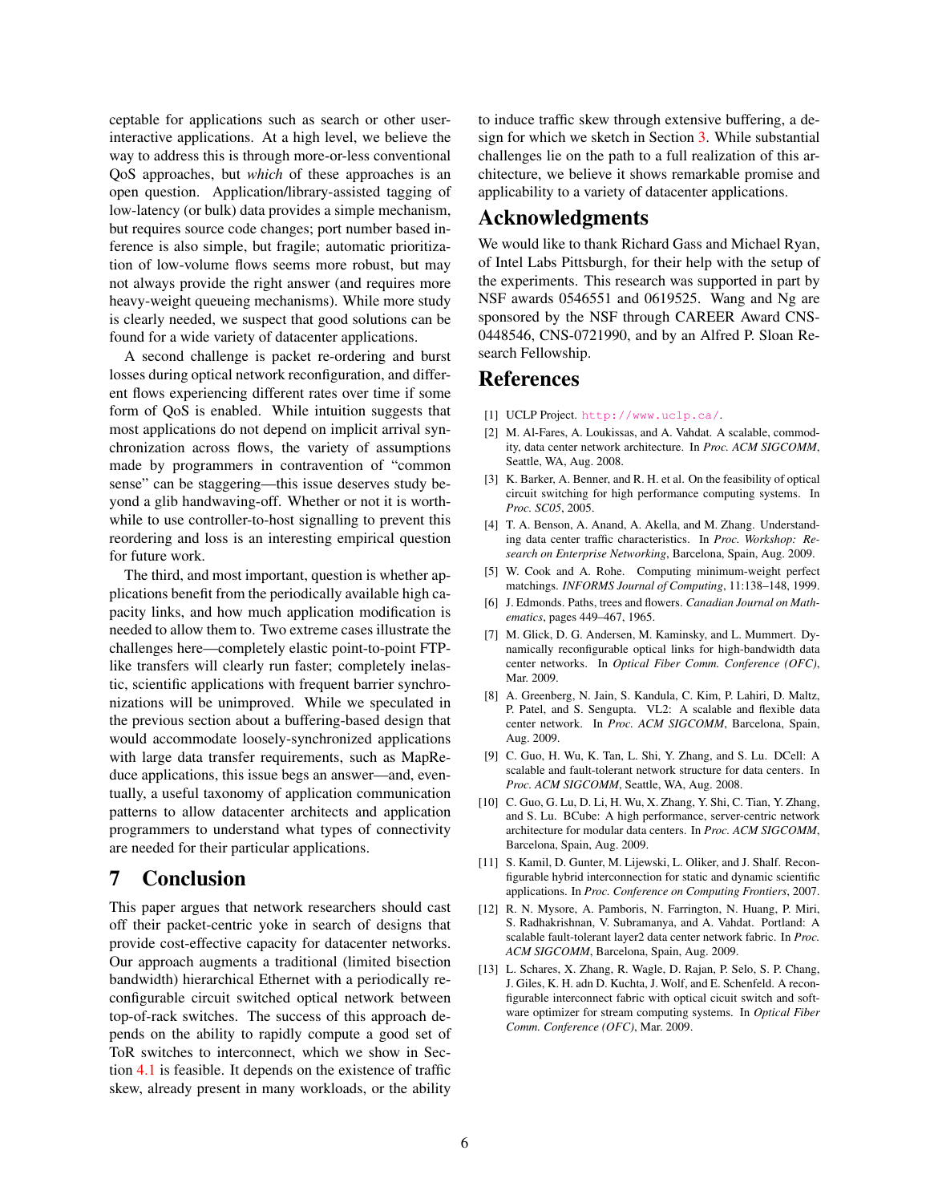ceptable for applications such as search or other user-interactive applications. At a high level, we believe the way to address this is through more-or-less conventional QoS approaches, but *which* of these approaches is an open question. Application/library-assisted tagging of low-latency (or bulk) data provides a simple mechanism, but requires source code changes; port number based inference is also simple, but fragile; automatic prioritization of low-volume flows seems more robust, but may not always provide the right answer (and requires more heavy-weight queueing mechanisms). While more study is clearly needed, we suspect that good solutions can be found for a wide variety of datacenter applications.

A second challenge is packet re-ordering and burst losses during optical network reconfiguration, and different flows experiencing different rates over time if some form of QoS is enabled. While intuition suggests that most applications do not depend on implicit arrival synchronization across flows, the variety of assumptions made by programmers in contravention of "common sense" can be staggering—this issue deserves study beyond a glib handwaving-off. Whether or not it is worthwhile to use controller-to-host signalling to prevent this reordering and loss is an interesting empirical question for future work.

The third, and most important, question is whether applications benefit from the periodically available high capacity links, and how much application modification is needed to allow them to. Two extreme cases illustrate the challenges here—completely elastic point-to-point FTP-like transfers will clearly run faster; completely inelastic, scientific applications with frequent barrier synchronizations will be unimproved. While we speculated in the previous section about a buffering-based design that would accommodate loosely-synchronized applications with large data transfer requirements, such as MapReduce applications, this issue begs an answer—and, eventually, a useful taxonomy of application communication patterns to allow datacenter architects and application programmers to understand what types of connectivity are needed for their particular applications.

# 7 Conclusion

This paper argues that network researchers should cast off their packet-centric yoke in search of designs that provide cost-effective capacity for datacenter networks. Our approach augments a traditional (limited bisection bandwidth) hierarchical Ethernet with a periodically reconfigurable circuit switched optical network between top-of-rack switches. The success of this approach depends on the ability to rapidly compute a good set of ToR switches to interconnect, which we show in Section 4.1 is feasible. It depends on the existence of traffic skew, already present in many workloads, or the ability to induce traffic skew through extensive buffering, a design for which we sketch in Section 3. While substantial challenges lie on the path to a full realization of this architecture, we believe it shows remarkable promise and applicability to a variety of datacenter applications.

# Acknowledgments

We would like to thank Richard Gass and Michael Ryan, of Intel Labs Pittsburgh, for their help with the setup of the experiments. This research was supported in part by NSF awards 0546551 and 0619525. Wang and Ng are sponsored by the NSF through CAREER Award CNS-0448546, CNS-0721990, and by an Alfred P. Sloan Research Fellowship.

# References

[1] UCLP Project. http://www.uclp.ca/.

[2] M. Al-Fares, A. Loukissas, and A. Vahdat. A scalable, commodity, data center network architecture. In *Proc. ACM SIGCOMM*, Seattle, WA, Aug. 2008.

[3] K. Barker, A. Benner, and R. H. et al. On the feasibility of optical circuit switching for high performance computing systems. In *Proc. SC05*, 2005.

[4] T. A. Benson, A. Anand, A. Akella, and M. Zhang. Understanding data center traffic characteristics. In *Proc. Workshop: Research on Enterprise Networking*, Barcelona, Spain, Aug. 2009.

[5] W. Cook and A. Rohe. Computing minimum-weight perfect matchings. *INFORMS Journal of Computing*, 11:138–148, 1999.

[6] J. Edmonds. Paths, trees and flowers. *Canadian Journal on Mathematics*, pages 449–467, 1965.

[7] M. Glick, D. G. Andersen, M. Kaminsky, and L. Mummert. Dynamically reconfigurable optical links for high-bandwidth data center networks. In *Optical Fiber Comm. Conference (OFC)*, Mar. 2009.

[8] A. Greenberg, N. Jain, S. Kandula, C. Kim, P. Lahiri, D. Maltz, P. Patel, and S. Sengupta. VL2: A scalable and flexible data center network. In *Proc. ACM SIGCOMM*, Barcelona, Spain, Aug. 2009.

[9] C. Guo, H. Wu, K. Tan, L. Shi, Y. Zhang, and S. Lu. DCell: A scalable and fault-tolerant network structure for data centers. In *Proc. ACM SIGCOMM*, Seattle, WA, Aug. 2008.

[10] C. Guo, G. Lu, D. Li, H. Wu, X. Zhang, Y. Shi, C. Tian, Y. Zhang, and S. Lu. BCube: A high performance, server-centric network architecture for modular data centers. In *Proc. ACM SIGCOMM*, Barcelona, Spain, Aug. 2009.

[11] S. Kamil, D. Gunter, M. Lijewski, L. Oliker, and J. Shalf. Reconfigurable hybrid interconnection for static and dynamic scientific applications. In *Proc. Conference on Computing Frontiers*, 2007.

[12] R. N. Mysore, A. Pamboris, N. Farrington, N. Huang, P. Miri, S. Radhakrishnan, V. Subramanya, and A. Vahdat. Portland: A scalable fault-tolerant layer2 data center network fabric. In *Proc. ACM SIGCOMM*, Barcelona, Spain, Aug. 2009.

[13] L. Schares, X. Zhang, R. Wagle, D. Rajan, P. Selo, S. P. Chang, J. Giles, K. H. adn D. Kuchta, J. Wolf, and E. Schenfeld. A reconfigurable interconnect fabric with optical cicuit switch and software optimizer for stream computing systems. In *Optical Fiber Comm. Conference (OFC)*, Mar. 2009.